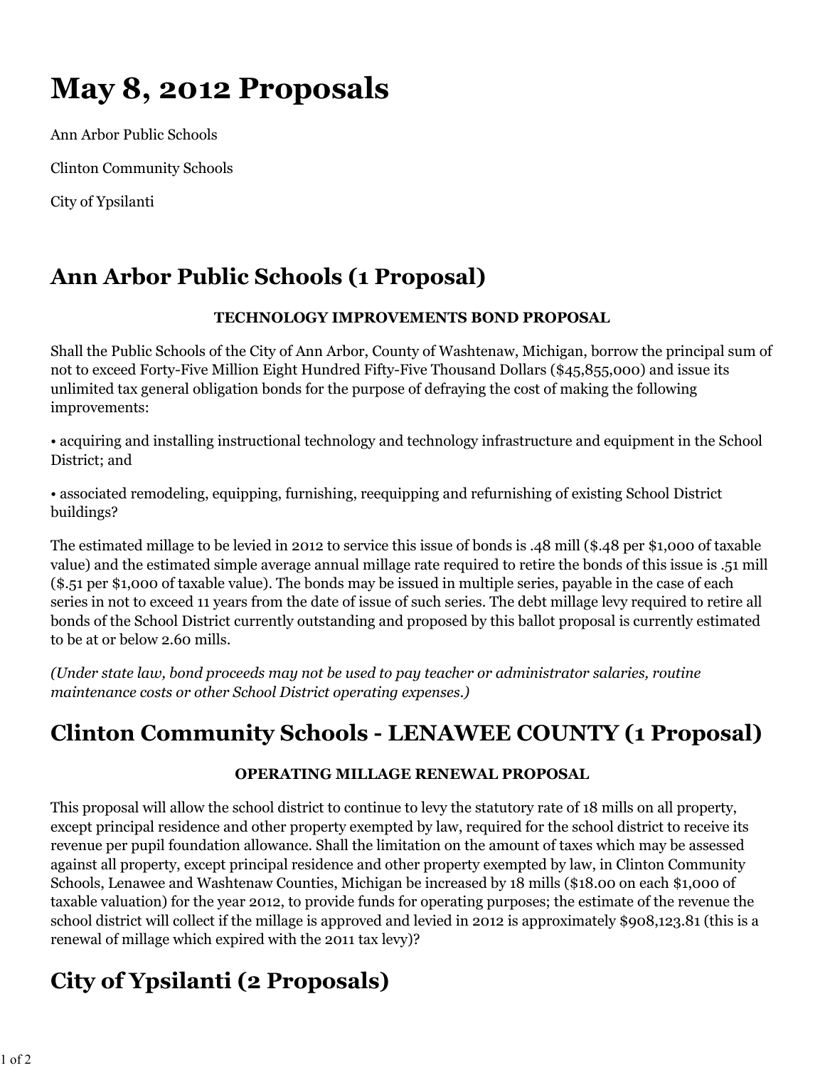# May 8, 2012 Proposals

Ann Arbor Public Schools

Clinton Community Schools

City of Ypsilanti

## Ann Arbor Public Schools (1 Proposal)

**TECHNOLOGY IMPROVEMENTS BOND PROPOSAL**

Shall the Public Schools of the City of Ann Arbor, County of Washtenaw, Michigan, borrow the principal sum of not to exceed Forty-Five Million Eight Hundred Fifty-Five Thousand Dollars ($45,855,000) and issue its unlimited tax general obligation bonds for the purpose of defraying the cost of making the following improvements:

• acquiring and installing instructional technology and technology infrastructure and equipment in the School District; and

• associated remodeling, equipping, furnishing, reequipping and refurnishing of existing School District buildings?

The estimated millage to be levied in 2012 to service this issue of bonds is .48 mill ($.48 per $1,000 of taxable value) and the estimated simple average annual millage rate required to retire the bonds of this issue is .51 mill ($.51 per $1,000 of taxable value). The bonds may be issued in multiple series, payable in the case of each series in not to exceed 11 years from the date of issue of such series. The debt millage levy required to retire all bonds of the School District currently outstanding and proposed by this ballot proposal is currently estimated to be at or below 2.60 mills.

*(Under state law, bond proceeds may not be used to pay teacher or administrator salaries, routine maintenance costs or other School District operating expenses.)*

## Clinton Community Schools - LENAWEE COUNTY (1 Proposal)

**OPERATING MILLAGE RENEWAL PROPOSAL**

This proposal will allow the school district to continue to levy the statutory rate of 18 mills on all property, except principal residence and other property exempted by law, required for the school district to receive its revenue per pupil foundation allowance. Shall the limitation on the amount of taxes which may be assessed against all property, except principal residence and other property exempted by law, in Clinton Community Schools, Lenawee and Washtenaw Counties, Michigan be increased by 18 mills ($18.00 on each $1,000 of taxable valuation) for the year 2012, to provide funds for operating purposes; the estimate of the revenue the school district will collect if the millage is approved and levied in 2012 is approximately $908,123.81 (this is a renewal of millage which expired with the 2011 tax levy)?

## City of Ypsilanti (2 Proposals)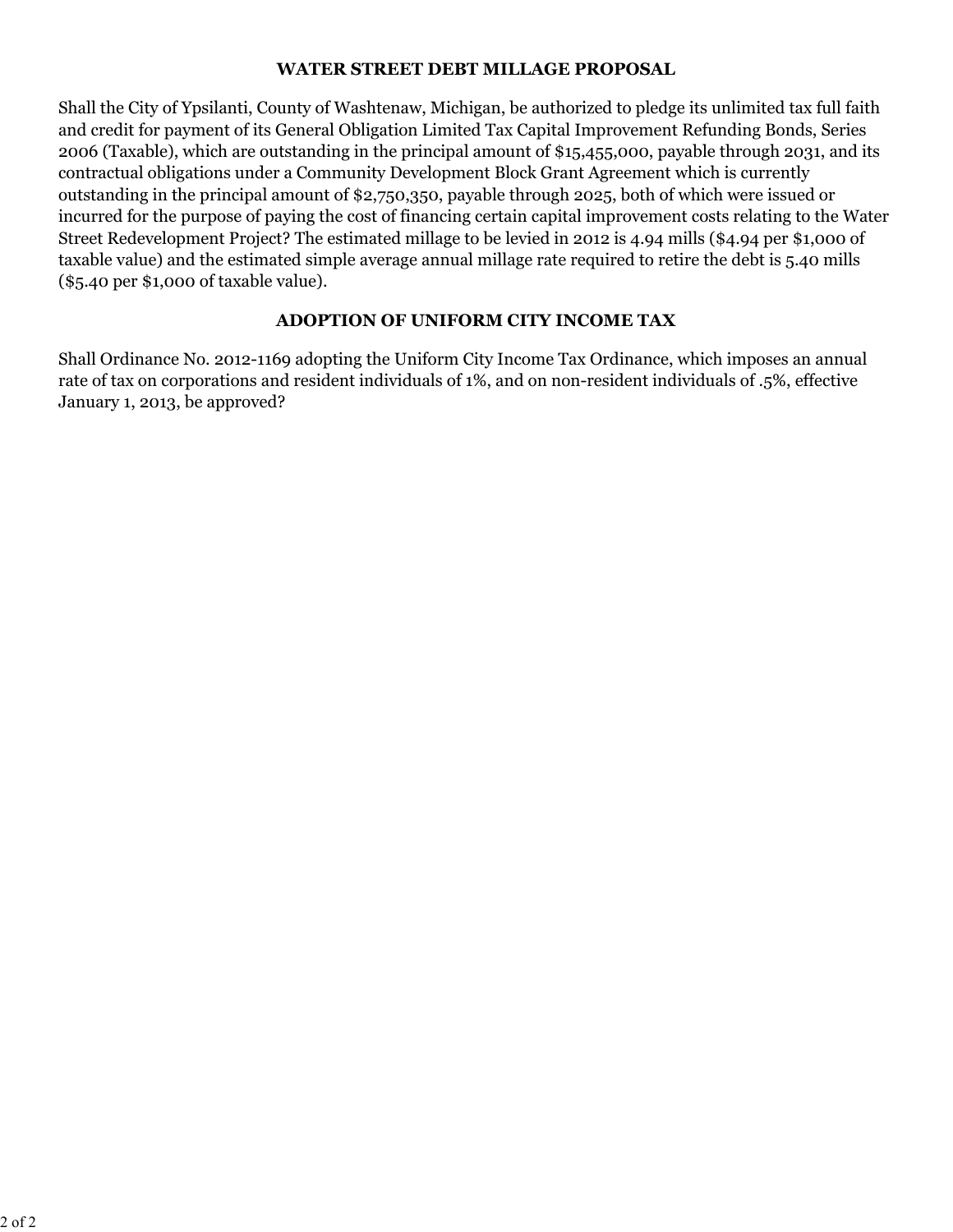## WATER STREET DEBT MILLAGE PROPOSAL

Shall the City of Ypsilanti, County of Washtenaw, Michigan, be authorized to pledge its unlimited tax full faith and credit for payment of its General Obligation Limited Tax Capital Improvement Refunding Bonds, Series 2006 (Taxable), which are outstanding in the principal amount of $15,455,000, payable through 2031, and its contractual obligations under a Community Development Block Grant Agreement which is currently outstanding in the principal amount of $2,750,350, payable through 2025, both of which were issued or incurred for the purpose of paying the cost of financing certain capital improvement costs relating to the Water Street Redevelopment Project? The estimated millage to be levied in 2012 is 4.94 mills ($4.94 per $1,000 of taxable value) and the estimated simple average annual millage rate required to retire the debt is 5.40 mills ($5.40 per $1,000 of taxable value).

## ADOPTION OF UNIFORM CITY INCOME TAX

Shall Ordinance No. 2012-1169 adopting the Uniform City Income Tax Ordinance, which imposes an annual rate of tax on corporations and resident individuals of 1%, and on non-resident individuals of .5%, effective January 1, 2013, be approved?